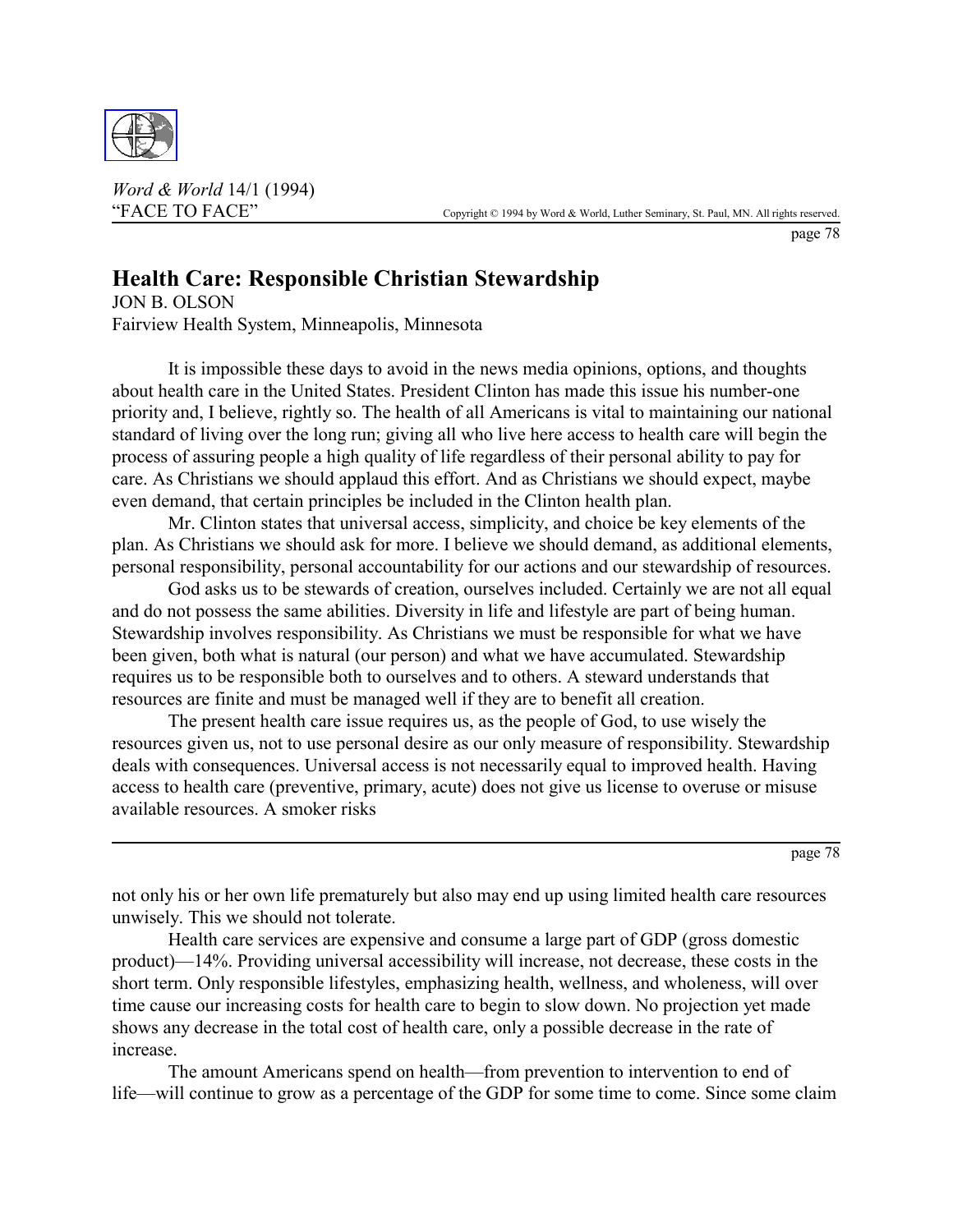# Health Care: Responsible Christian Stewardship

JON B. OLSON
Fairview Health System, Minneapolis, Minnesota

It is impossible these days to avoid in the news media opinions, options, and thoughts about health care in the United States. President Clinton has made this issue his number-one priority and, I believe, rightly so. The health of all Americans is vital to maintaining our national standard of living over the long run; giving all who live here access to health care will begin the process of assuring people a high quality of life regardless of their personal ability to pay for care. As Christians we should applaud this effort. And as Christians we should expect, maybe even demand, that certain principles be included in the Clinton health plan.

Mr. Clinton states that universal access, simplicity, and choice be key elements of the plan. As Christians we should ask for more. I believe we should demand, as additional elements, personal responsibility, personal accountability for our actions and our stewardship of resources.

God asks us to be stewards of creation, ourselves included. Certainly we are not all equal and do not possess the same abilities. Diversity in life and lifestyle are part of being human. Stewardship involves responsibility. As Christians we must be responsible for what we have been given, both what is natural (our person) and what we have accumulated. Stewardship requires us to be responsible both to ourselves and to others. A steward understands that resources are finite and must be managed well if they are to benefit all creation.

The present health care issue requires us, as the people of God, to use wisely the resources given us, not to use personal desire as our only measure of responsibility. Stewardship deals with consequences. Universal access is not necessarily equal to improved health. Having access to health care (preventive, primary, acute) does not give us license to overuse or misuse available resources. A smoker risks not only his or her own life prematurely but also may end up using limited health care resources unwisely. This we should not tolerate.

Health care services are expensive and consume a large part of GDP (gross domestic product)—14%. Providing universal accessibility will increase, not decrease, these costs in the short term. Only responsible lifestyles, emphasizing health, wellness, and wholeness, will over time cause our increasing costs for health care to begin to slow down. No projection yet made shows any decrease in the total cost of health care, only a possible decrease in the rate of increase.

The amount Americans spend on health—from prevention to intervention to end of life—will continue to grow as a percentage of the GDP for some time to come. Since some claim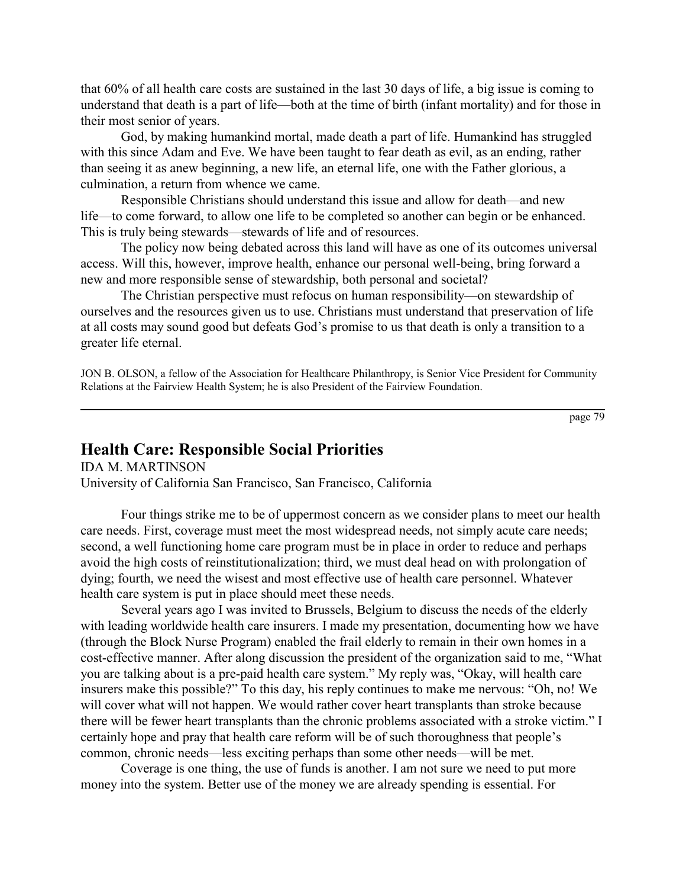that 60% of all health care costs are sustained in the last 30 days of life, a big issue is coming to understand that death is a part of life—both at the time of birth (infant mortality) and for those in their most senior of years.

God, by making humankind mortal, made death a part of life. Humankind has struggled with this since Adam and Eve. We have been taught to fear death as evil, as an ending, rather than seeing it as anew beginning, a new life, an eternal life, one with the Father glorious, a culmination, a return from whence we came.

Responsible Christians should understand this issue and allow for death—and new life—to come forward, to allow one life to be completed so another can begin or be enhanced. This is truly being stewards—stewards of life and of resources.

The policy now being debated across this land will have as one of its outcomes universal access. Will this, however, improve health, enhance our personal well-being, bring forward a new and more responsible sense of stewardship, both personal and societal?

The Christian perspective must refocus on human responsibility—on stewardship of ourselves and the resources given us to use. Christians must understand that preservation of life at all costs may sound good but defeats God's promise to us that death is only a transition to a greater life eternal.

JON B. OLSON, a fellow of the Association for Healthcare Philanthropy, is Senior Vice President for Community Relations at the Fairview Health System; he is also President of the Fairview Foundation.

---

## Health Care: Responsible Social Priorities

IDA M. MARTINSON
University of California San Francisco, San Francisco, California

Four things strike me to be of uppermost concern as we consider plans to meet our health care needs. First, coverage must meet the most widespread needs, not simply acute care needs; second, a well functioning home care program must be in place in order to reduce and perhaps avoid the high costs of reinstitutionalization; third, we must deal head on with prolongation of dying; fourth, we need the wisest and most effective use of health care personnel. Whatever health care system is put in place should meet these needs.

Several years ago I was invited to Brussels, Belgium to discuss the needs of the elderly with leading worldwide health care insurers. I made my presentation, documenting how we have (through the Block Nurse Program) enabled the frail elderly to remain in their own homes in a cost-effective manner. After along discussion the president of the organization said to me, "What you are talking about is a pre-paid health care system." My reply was, "Okay, will health care insurers make this possible?" To this day, his reply continues to make me nervous: "Oh, no! We will cover what will not happen. We would rather cover heart transplants than stroke because there will be fewer heart transplants than the chronic problems associated with a stroke victim." I certainly hope and pray that health care reform will be of such thoroughness that people's common, chronic needs—less exciting perhaps than some other needs—will be met.

Coverage is one thing, the use of funds is another. I am not sure we need to put more money into the system. Better use of the money we are already spending is essential. For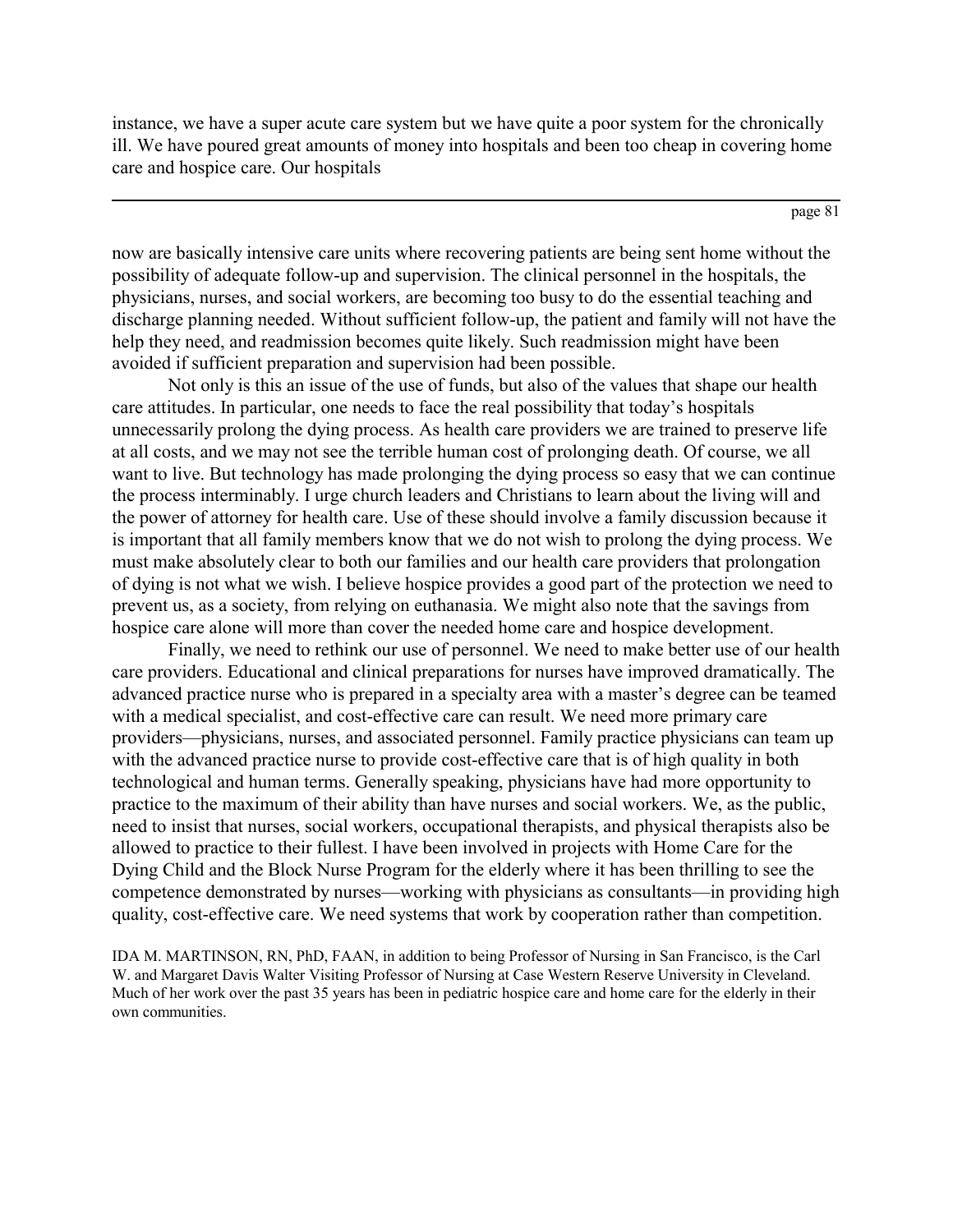instance, we have a super acute care system but we have quite a poor system for the chronically ill. We have poured great amounts of money into hospitals and been too cheap in covering home care and hospice care. Our hospitals now are basically intensive care units where recovering patients are being sent home without the possibility of adequate follow-up and supervision. The clinical personnel in the hospitals, the physicians, nurses, and social workers, are becoming too busy to do the essential teaching and discharge planning needed. Without sufficient follow-up, the patient and family will not have the help they need, and readmission becomes quite likely. Such readmission might have been avoided if sufficient preparation and supervision had been possible.

Not only is this an issue of the use of funds, but also of the values that shape our health care attitudes. In particular, one needs to face the real possibility that today's hospitals unnecessarily prolong the dying process. As health care providers we are trained to preserve life at all costs, and we may not see the terrible human cost of prolonging death. Of course, we all want to live. But technology has made prolonging the dying process so easy that we can continue the process interminably. I urge church leaders and Christians to learn about the living will and the power of attorney for health care. Use of these should involve a family discussion because it is important that all family members know that we do not wish to prolong the dying process. We must make absolutely clear to both our families and our health care providers that prolongation of dying is not what we wish. I believe hospice provides a good part of the protection we need to prevent us, as a society, from relying on euthanasia. We might also note that the savings from hospice care alone will more than cover the needed home care and hospice development.

Finally, we need to rethink our use of personnel. We need to make better use of our health care providers. Educational and clinical preparations for nurses have improved dramatically. The advanced practice nurse who is prepared in a specialty area with a master's degree can be teamed with a medical specialist, and cost-effective care can result. We need more primary care providers—physicians, nurses, and associated personnel. Family practice physicians can team up with the advanced practice nurse to provide cost-effective care that is of high quality in both technological and human terms. Generally speaking, physicians have had more opportunity to practice to the maximum of their ability than have nurses and social workers. We, as the public, need to insist that nurses, social workers, occupational therapists, and physical therapists also be allowed to practice to their fullest. I have been involved in projects with Home Care for the Dying Child and the Block Nurse Program for the elderly where it has been thrilling to see the competence demonstrated by nurses—working with physicians as consultants—in providing high quality, cost-effective care. We need systems that work by cooperation rather than competition.

IDA M. MARTINSON, RN, PhD, FAAN, in addition to being Professor of Nursing in San Francisco, is the Carl W. and Margaret Davis Walter Visiting Professor of Nursing at Case Western Reserve University in Cleveland. Much of her work over the past 35 years has been in pediatric hospice care and home care for the elderly in their own communities.